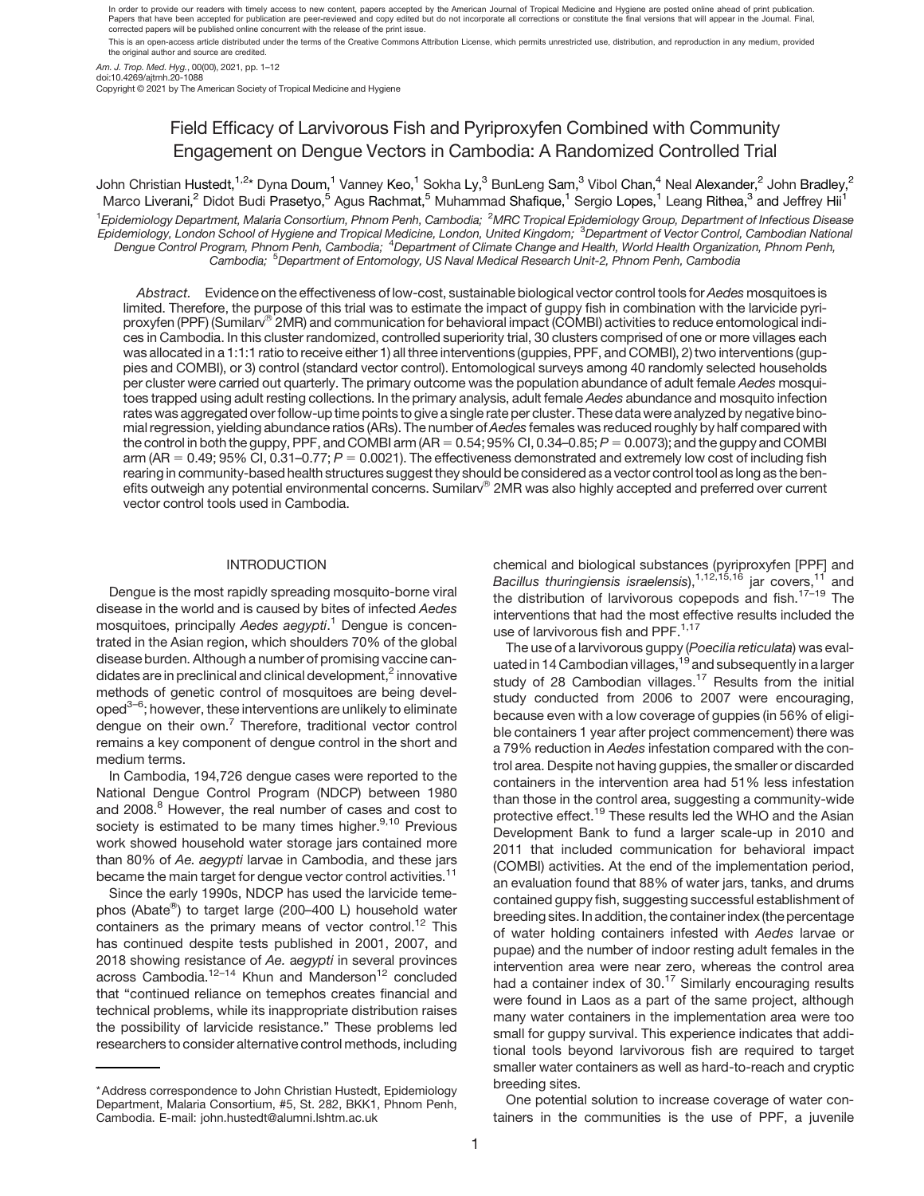In order to provide our readers with timely access to new content, papers accepted by the American Journal of Tropical Medicine and Hygiene are posted online ahead of print publication. Papers that have been accepted for publication are peer-reviewed and copy edited but do not incorporate all corrections or constitute the final versions that will appear in the Journal. Final, corrected papers will be published online concurrent with the release of the print issue.

This is an open-access article distributed under the terms of the Creative Commons Attribution License, which permits unrestricted use, distribution, and reproduction in any medium, provided the original author and source are credited.

Am. J. Trop. Med. Hyg., 00(00), 2021, pp. 1–12
doi:10.4269/ajtmh.20-1088
Copyright © 2021 by The American Society of Tropical Medicine and Hygiene

# Field Efficacy of Larvivorous Fish and Pyriproxyfen Combined with Community Engagement on Dengue Vectors in Cambodia: A Randomized Controlled Trial

John Christian Hustedt,[1,2]* Dyna Doum,[1] Vanney Keo,[1] Sokha Ly,[3] BunLeng Sam,[3] Vibol Chan,[4] Neal Alexander,[2] John Bradley,[2] Marco Liverani,[2] Didot Budi Prasetyo,[5] Agus Rachmat,[5] Muhammad Shafique,[1] Sergio Lopes,[1] Leang Rithea,[3] and Jeffrey Hii[1]

[1]Epidemiology Department, Malaria Consortium, Phnom Penh, Cambodia; [2]MRC Tropical Epidemiology Group, Department of Infectious Disease Epidemiology, London School of Hygiene and Tropical Medicine, London, United Kingdom; [3]Department of Vector Control, Cambodian National Dengue Control Program, Phnom Penh, Cambodia; [4]Department of Climate Change and Health, World Health Organization, Phnom Penh, Cambodia; [5]Department of Entomology, US Naval Medical Research Unit-2, Phnom Penh, Cambodia

*Abstract*. Evidence on the effectiveness of low-cost, sustainable biological vector control tools for *Aedes* mosquitoes is limited. Therefore, the purpose of this trial was to estimate the impact of guppy fish in combination with the larvicide pyriproxyfen (PPF) (Sumilarv® 2MR) and communication for behavioral impact (COMBI) activities to reduce entomological indices in Cambodia. In this cluster randomized, controlled superiority trial, 30 clusters comprised of one or more villages each was allocated in a 1:1:1 ratio to receive either 1) all three interventions (guppies, PPF, and COMBI), 2) two interventions (guppies and COMBI), or 3) control (standard vector control). Entomological surveys among 40 randomly selected households per cluster were carried out quarterly. The primary outcome was the population abundance of adult female *Aedes* mosquitoes trapped using adult resting collections. In the primary analysis, adult female *Aedes* abundance and mosquito infection rates was aggregated over follow-up time points to give a single rate per cluster. These data were analyzed by negative binomial regression, yielding abundance ratios (ARs). The number of *Aedes* females was reduced roughly by half compared with the control in both the guppy, PPF, and COMBI arm (AR = 0.54; 95% CI, 0.34–0.85; $P = 0.0073$); and the guppy and COMBI arm (AR = 0.49; 95% CI, 0.31–0.77; $P = 0.0021$). The effectiveness demonstrated and extremely low cost of including fish rearing in community-based health structures suggest they should be considered as a vector control tool as long as the benefits outweigh any potential environmental concerns. Sumilarv® 2MR was also highly accepted and preferred over current vector control tools used in Cambodia.

## INTRODUCTION

Dengue is the most rapidly spreading mosquito-borne viral disease in the world and is caused by bites of infected *Aedes* mosquitoes, principally *Aedes aegypti*.[1] Dengue is concentrated in the Asian region, which shoulders 70% of the global disease burden. Although a number of promising vaccine candidates are in preclinical and clinical development,[2] innovative methods of genetic control of mosquitoes are being developed[3–6]; however, these interventions are unlikely to eliminate dengue on their own.[7] Therefore, traditional vector control remains a key component of dengue control in the short and medium terms.

In Cambodia, 194,726 dengue cases were reported to the National Dengue Control Program (NDCP) between 1980 and 2008.[8] However, the real number of cases and cost to society is estimated to be many times higher.[9,10] Previous work showed household water storage jars contained more than 80% of *Ae. aegypti* larvae in Cambodia, and these jars became the main target for dengue vector control activities.[11]

Since the early 1990s, NDCP has used the larvicide temephos (Abate®) to target large (200–400 L) household water containers as the primary means of vector control.[12] This has continued despite tests published in 2001, 2007, and 2018 showing resistance of *Ae. aegypti* in several provinces across Cambodia.[12–14] Khun and Manderson[12] concluded that "continued reliance on temephos creates financial and technical problems, while its inappropriate distribution raises the possibility of larvicide resistance." These problems led researchers to consider alternative control methods, including chemical and biological substances (pyriproxyfen [PPF] and *Bacillus thuringiensis israelensis*),[1,12,15,16] jar covers,[11] and the distribution of larvivorous copepods and fish.[17–19] The interventions that had the most effective results included the use of larvivorous fish and PPF.[1,17]

The use of a larvivorous guppy (*Poecilia reticulata*) was evaluated in 14 Cambodian villages,[19] and subsequently in a larger study of 28 Cambodian villages.[17] Results from the initial study conducted from 2006 to 2007 were encouraging, because even with a low coverage of guppies (in 56% of eligible containers 1 year after project commencement) there was a 79% reduction in *Aedes* infestation compared with the control area. Despite not having guppies, the smaller or discarded containers in the intervention area had 51% less infestation than those in the control area, suggesting a community-wide protective effect.[19] These results led the WHO and the Asian Development Bank to fund a larger scale-up in 2010 and 2011 that included communication for behavioral impact (COMBI) activities. At the end of the implementation period, an evaluation found that 88% of water jars, tanks, and drums contained guppy fish, suggesting successful establishment of breeding sites. In addition, the container index (the percentage of water holding containers infested with *Aedes* larvae or pupae) and the number of indoor resting adult females in the intervention area were near zero, whereas the control area had a container index of 30.[17] Similarly encouraging results were found in Laos as a part of the same project, although many water containers in the implementation area were too small for guppy survival. This experience indicates that additional tools beyond larvivorous fish are required to target smaller water containers as well as hard-to-reach and cryptic breeding sites.

One potential solution to increase coverage of water containers in the communities is the use of PPF, a juvenile

*Address correspondence to John Christian Hustedt, Epidemiology Department, Malaria Consortium, #5, St. 282, BKK1, Phnom Penh, Cambodia. E-mail: john.hustedt@alumni.lshtm.ac.uk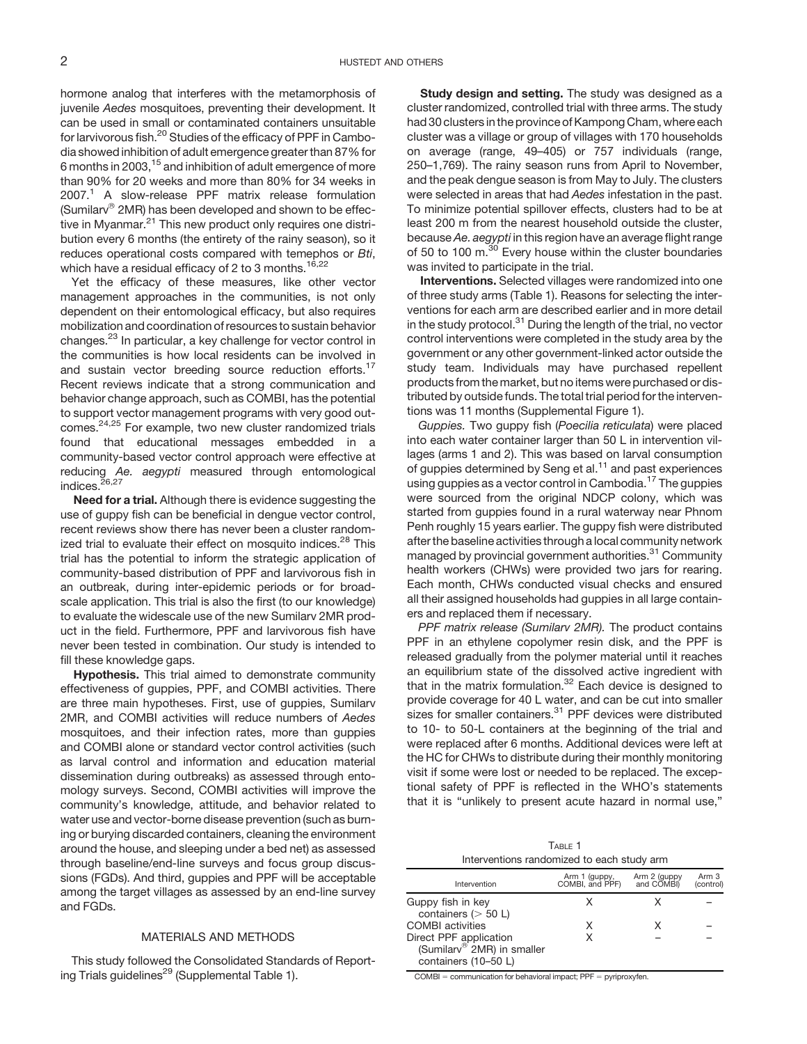hormone analog that interferes with the metamorphosis of juvenile *Aedes* mosquitoes, preventing their development. It can be used in small or contaminated containers unsuitable for larvivorous fish.[20] Studies of the efficacy of PPF in Cambodia showed inhibition of adult emergence greater than 87% for 6 months in 2003,[15] and inhibition of adult emergence of more than 90% for 20 weeks and more than 80% for 34 weeks in 2007.[1] A slow-release PPF matrix release formulation (Sumilarv® 2MR) has been developed and shown to be effective in Myanmar.[21] This new product only requires one distribution every 6 months (the entirety of the rainy season), so it reduces operational costs compared with temephos or *Bti*, which have a residual efficacy of 2 to 3 months.[16,22]

Yet the efficacy of these measures, like other vector management approaches in the communities, is not only dependent on their entomological efficacy, but also requires mobilization and coordination of resources to sustain behavior changes.[23] In particular, a key challenge for vector control in the communities is how local residents can be involved in and sustain vector breeding source reduction efforts.[17] Recent reviews indicate that a strong communication and behavior change approach, such as COMBI, has the potential to support vector management programs with very good outcomes.[24,25] For example, two new cluster randomized trials found that educational messages embedded in a community-based vector control approach were effective at reducing *Ae. aegypti* measured through entomological indices.[26,27]

**Need for a trial.** Although there is evidence suggesting the use of guppy fish can be beneficial in dengue vector control, recent reviews show there has never been a cluster randomized trial to evaluate their effect on mosquito indices.[28] This trial has the potential to inform the strategic application of community-based distribution of PPF and larvivorous fish in an outbreak, during inter-epidemic periods or for broad-scale application. This trial is also the first (to our knowledge) to evaluate the widescale use of the new Sumilarv 2MR product in the field. Furthermore, PPF and larvivorous fish have never been tested in combination. Our study is intended to fill these knowledge gaps.

**Hypothesis.** This trial aimed to demonstrate community effectiveness of guppies, PPF, and COMBI activities. There are three main hypotheses. First, use of guppies, Sumilarv 2MR, and COMBI activities will reduce numbers of *Aedes* mosquitoes, and their infection rates, more than guppies and COMBI alone or standard vector control activities (such as larval control and information and education material dissemination during outbreaks) as assessed through entomology surveys. Second, COMBI activities will improve the community's knowledge, attitude, and behavior related to water use and vector-borne disease prevention (such as burning or burying discarded containers, cleaning the environment around the house, and sleeping under a bed net) as assessed through baseline/end-line surveys and focus group discussions (FGDs). And third, guppies and PPF will be acceptable among the target villages as assessed by an end-line survey and FGDs.

## MATERIALS AND METHODS

This study followed the Consolidated Standards of Reporting Trials guidelines[29] (Supplemental Table 1).

**Study design and setting.** The study was designed as a cluster randomized, controlled trial with three arms. The study had 30 clusters in the province of Kampong Cham, where each cluster was a village or group of villages with 170 households on average (range, 49–405) or 757 individuals (range, 250–1,769). The rainy season runs from April to November, and the peak dengue season is from May to July. The clusters were selected in areas that had *Aedes* infestation in the past. To minimize potential spillover effects, clusters had to be at least 200 m from the nearest household outside the cluster, because *Ae. aegypti* in this region have an average flight range of 50 to 100 m.[30] Every house within the cluster boundaries was invited to participate in the trial.

**Interventions.** Selected villages were randomized into one of three study arms (Table 1). Reasons for selecting the interventions for each arm are described earlier and in more detail in the study protocol.[31] During the length of the trial, no vector control interventions were completed in the study area by the government or any other government-linked actor outside the study team. Individuals may have purchased repellent products from the market, but no items were purchased or distributed by outside funds. The total trial period for the interventions was 11 months (Supplemental Figure 1).

*Guppies.* Two guppy fish (*Poecilia reticulata*) were placed into each water container larger than 50 L in intervention villages (arms 1 and 2). This was based on larval consumption of guppies determined by Seng et al.[11] and past experiences using guppies as a vector control in Cambodia.[17] The guppies were sourced from the original NDCP colony, which was started from guppies found in a rural waterway near Phnom Penh roughly 15 years earlier. The guppy fish were distributed after the baseline activities through a local community network managed by provincial government authorities.[31] Community health workers (CHWs) were provided two jars for rearing. Each month, CHWs conducted visual checks and ensured all their assigned households had guppies in all large containers and replaced them if necessary.

*PPF matrix release (Sumilarv 2MR).* The product contains PPF in an ethylene copolymer resin disk, and the PPF is released gradually from the polymer material until it reaches an equilibrium state of the dissolved active ingredient with that in the matrix formulation.[32] Each device is designed to provide coverage for 40 L water, and can be cut into smaller sizes for smaller containers.[31] PPF devices were distributed to 10- to 50-L containers at the beginning of the trial and were replaced after 6 months. Additional devices were left at the HC for CHWs to distribute during their monthly monitoring visit if some were lost or needed to be replaced. The exceptional safety of PPF is reflected in the WHO's statements that it is "unlikely to present acute hazard in normal use,"

Table 1
Interventions randomized to each study arm

| Intervention | Arm 1 (guppy, COMBI, and PPF) | Arm 2 (guppy and COMBI) | Arm 3 (control) |
|---|---|---|---|
| Guppy fish in key containers (> 50 L) | X | X | – |
| COMBI activities | X | X | – |
| Direct PPF application (Sumilarv® 2MR) in smaller containers (10–50 L) | X | – | – |

COMBI = communication for behavioral impact; PPF = pyriproxyfen.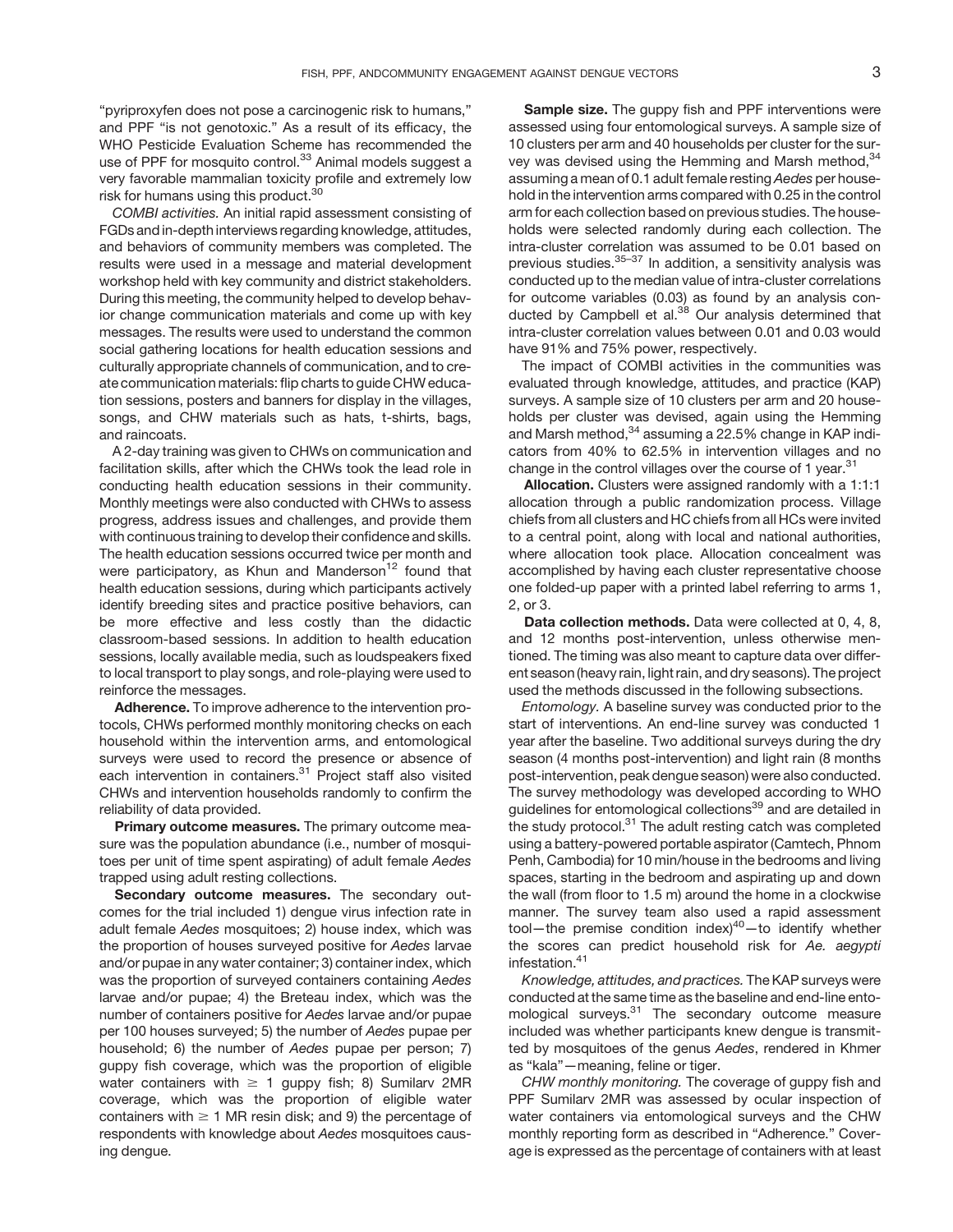"pyriproxyfen does not pose a carcinogenic risk to humans," and PPF "is not genotoxic." As a result of its efficacy, the WHO Pesticide Evaluation Scheme has recommended the use of PPF for mosquito control.[33] Animal models suggest a very favorable mammalian toxicity profile and extremely low risk for humans using this product.[30]

*COMBI activities.* An initial rapid assessment consisting of FGDs and in-depth interviews regarding knowledge, attitudes, and behaviors of community members was completed. The results were used in a message and material development workshop held with key community and district stakeholders. During this meeting, the community helped to develop behavior change communication materials and come up with key messages. The results were used to understand the common social gathering locations for health education sessions and culturally appropriate channels of communication, and to create communication materials: flip charts to guide CHW education sessions, posters and banners for display in the villages, songs, and CHW materials such as hats, t-shirts, bags, and raincoats.

A 2-day training was given to CHWs on communication and facilitation skills, after which the CHWs took the lead role in conducting health education sessions in their community. Monthly meetings were also conducted with CHWs to assess progress, address issues and challenges, and provide them with continuous training to develop their confidence and skills. The health education sessions occurred twice per month and were participatory, as Khun and Manderson[12] found that health education sessions, during which participants actively identify breeding sites and practice positive behaviors, can be more effective and less costly than the didactic classroom-based sessions. In addition to health education sessions, locally available media, such as loudspeakers fixed to local transport to play songs, and role-playing were used to reinforce the messages.

**Adherence.** To improve adherence to the intervention protocols, CHWs performed monthly monitoring checks on each household within the intervention arms, and entomological surveys were used to record the presence or absence of each intervention in containers.[31] Project staff also visited CHWs and intervention households randomly to confirm the reliability of data provided.

**Primary outcome measures.** The primary outcome measure was the population abundance (i.e., number of mosquitoes per unit of time spent aspirating) of adult female *Aedes* trapped using adult resting collections.

**Secondary outcome measures.** The secondary outcomes for the trial included 1) dengue virus infection rate in adult female *Aedes* mosquitoes; 2) house index, which was the proportion of houses surveyed positive for *Aedes* larvae and/or pupae in any water container; 3) container index, which was the proportion of surveyed containers containing *Aedes* larvae and/or pupae; 4) the Breteau index, which was the number of containers positive for *Aedes* larvae and/or pupae per 100 houses surveyed; 5) the number of *Aedes* pupae per household; 6) the number of *Aedes* pupae per person; 7) guppy fish coverage, which was the proportion of eligible water containers with $\geq$ 1 guppy fish; 8) Sumilarv 2MR coverage, which was the proportion of eligible water containers with $\geq$ 1 MR resin disk; and 9) the percentage of respondents with knowledge about *Aedes* mosquitoes causing dengue.

**Sample size.** The guppy fish and PPF interventions were assessed using four entomological surveys. A sample size of 10 clusters per arm and 40 households per cluster for the survey was devised using the Hemming and Marsh method,[34] assuming a mean of 0.1 adult female resting *Aedes* per household in the intervention arms compared with 0.25 in the control arm for each collection based on previous studies. The households were selected randomly during each collection. The intra-cluster correlation was assumed to be 0.01 based on previous studies.[35–37] In addition, a sensitivity analysis was conducted up to the median value of intra-cluster correlations for outcome variables (0.03) as found by an analysis conducted by Campbell et al.[38] Our analysis determined that intra-cluster correlation values between 0.01 and 0.03 would have 91% and 75% power, respectively.

The impact of COMBI activities in the communities was evaluated through knowledge, attitudes, and practice (KAP) surveys. A sample size of 10 clusters per arm and 20 households per cluster was devised, again using the Hemming and Marsh method,[34] assuming a 22.5% change in KAP indicators from 40% to 62.5% in intervention villages and no change in the control villages over the course of 1 year.[31]

**Allocation.** Clusters were assigned randomly with a 1:1:1 allocation through a public randomization process. Village chiefs from all clusters and HC chiefs from all HCs were invited to a central point, along with local and national authorities, where allocation took place. Allocation concealment was accomplished by having each cluster representative choose one folded-up paper with a printed label referring to arms 1, 2, or 3.

**Data collection methods.** Data were collected at 0, 4, 8, and 12 months post-intervention, unless otherwise mentioned. The timing was also meant to capture data over different season (heavy rain, light rain, and dry seasons). The project used the methods discussed in the following subsections.

*Entomology.* A baseline survey was conducted prior to the start of interventions. An end-line survey was conducted 1 year after the baseline. Two additional surveys during the dry season (4 months post-intervention) and light rain (8 months post-intervention, peak dengue season) were also conducted. The survey methodology was developed according to WHO guidelines for entomological collections[39] and are detailed in the study protocol.[31] The adult resting catch was completed using a battery-powered portable aspirator (Camtech, Phnom Penh, Cambodia) for 10 min/house in the bedrooms and living spaces, starting in the bedroom and aspirating up and down the wall (from floor to 1.5 m) around the home in a clockwise manner. The survey team also used a rapid assessment tool—the premise condition index)[40]—to identify whether the scores can predict household risk for *Ae. aegypti* infestation.[41]

*Knowledge, attitudes, and practices.* The KAP surveys were conducted at the same time as the baseline and end-line entomological surveys.[31] The secondary outcome measure included was whether participants knew dengue is transmitted by mosquitoes of the genus *Aedes*, rendered in Khmer as "kala"—meaning, feline or tiger.

*CHW monthly monitoring.* The coverage of guppy fish and PPF Sumilarv 2MR was assessed by ocular inspection of water containers via entomological surveys and the CHW monthly reporting form as described in "Adherence." Coverage is expressed as the percentage of containers with at least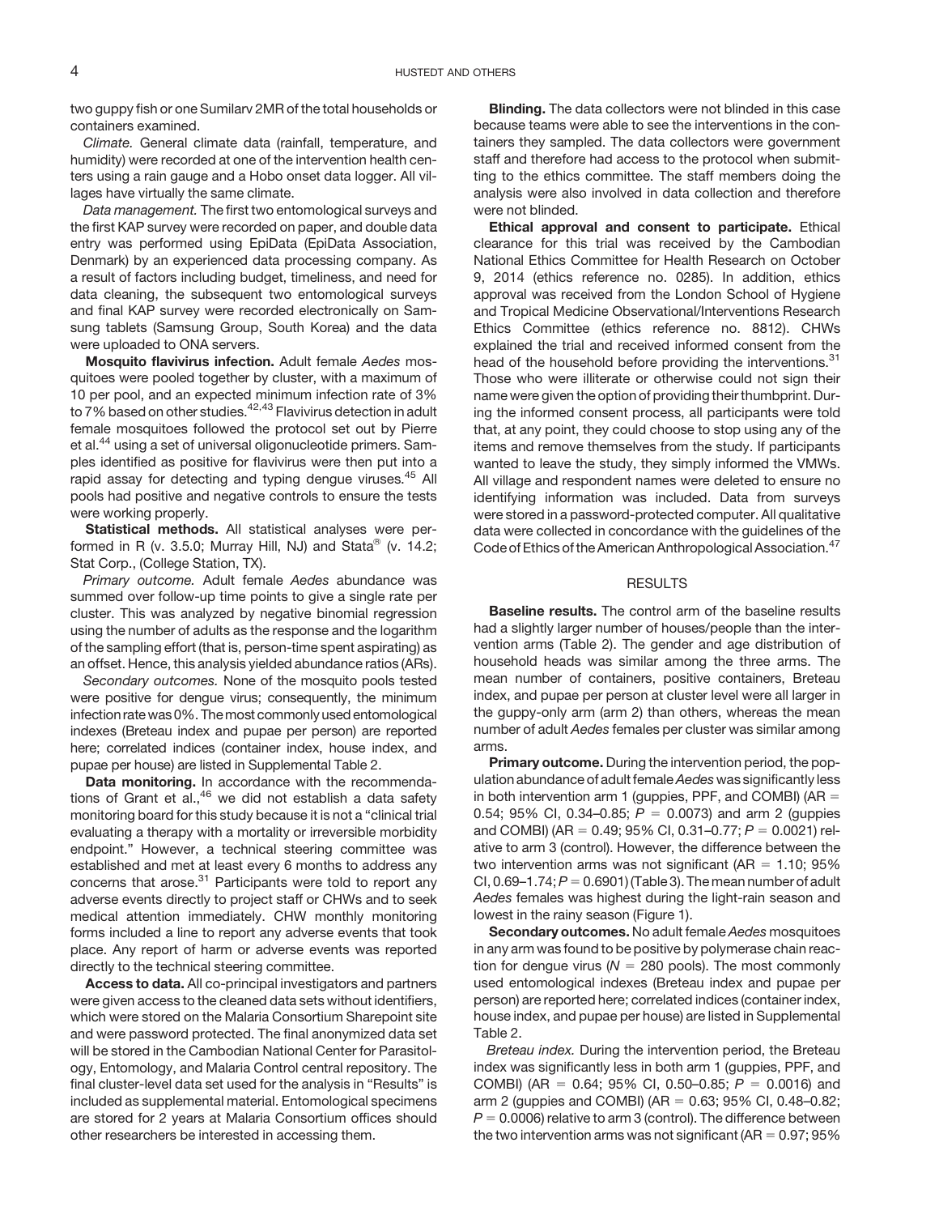two guppy fish or one Sumilarv 2MR of the total households or containers examined.

*Climate.* General climate data (rainfall, temperature, and humidity) were recorded at one of the intervention health centers using a rain gauge and a Hobo onset data logger. All villages have virtually the same climate.

*Data management.* The first two entomological surveys and the first KAP survey were recorded on paper, and double data entry was performed using EpiData (EpiData Association, Denmark) by an experienced data processing company. As a result of factors including budget, timeliness, and need for data cleaning, the subsequent two entomological surveys and final KAP survey were recorded electronically on Samsung tablets (Samsung Group, South Korea) and the data were uploaded to ONA servers.

**Mosquito flavivirus infection.** Adult female *Aedes* mosquitoes were pooled together by cluster, with a maximum of 10 per pool, and an expected minimum infection rate of 3% to 7% based on other studies.[42,43] Flavivirus detection in adult female mosquitoes followed the protocol set out by Pierre et al.[44] using a set of universal oligonucleotide primers. Samples identified as positive for flavivirus were then put into a rapid assay for detecting and typing dengue viruses.[45] All pools had positive and negative controls to ensure the tests were working properly.

**Statistical methods.** All statistical analyses were performed in R (v. 3.5.0; Murray Hill, NJ) and Stata® (v. 14.2; Stat Corp., (College Station, TX).

*Primary outcome.* Adult female *Aedes* abundance was summed over follow-up time points to give a single rate per cluster. This was analyzed by negative binomial regression using the number of adults as the response and the logarithm of the sampling effort (that is, person-time spent aspirating) as an offset. Hence, this analysis yielded abundance ratios (ARs).

*Secondary outcomes.* None of the mosquito pools tested were positive for dengue virus; consequently, the minimum infection rate was 0%. The most commonly used entomological indexes (Breteau index and pupae per person) are reported here; correlated indices (container index, house index, and pupae per house) are listed in Supplemental Table 2.

**Data monitoring.** In accordance with the recommendations of Grant et al.,[46] we did not establish a data safety monitoring board for this study because it is not a "clinical trial evaluating a therapy with a mortality or irreversible morbidity endpoint." However, a technical steering committee was established and met at least every 6 months to address any concerns that arose.[31] Participants were told to report any adverse events directly to project staff or CHWs and to seek medical attention immediately. CHW monthly monitoring forms included a line to report any adverse events that took place. Any report of harm or adverse events was reported directly to the technical steering committee.

**Access to data.** All co-principal investigators and partners were given access to the cleaned data sets without identifiers, which were stored on the Malaria Consortium Sharepoint site and were password protected. The final anonymized data set will be stored in the Cambodian National Center for Parasitology, Entomology, and Malaria Control central repository. The final cluster-level data set used for the analysis in "Results" is included as supplemental material. Entomological specimens are stored for 2 years at Malaria Consortium offices should other researchers be interested in accessing them.

**Blinding.** The data collectors were not blinded in this case because teams were able to see the interventions in the containers they sampled. The data collectors were government staff and therefore had access to the protocol when submitting to the ethics committee. The staff members doing the analysis were also involved in data collection and therefore were not blinded.

**Ethical approval and consent to participate.** Ethical clearance for this trial was received by the Cambodian National Ethics Committee for Health Research on October 9, 2014 (ethics reference no. 0285). In addition, ethics approval was received from the London School of Hygiene and Tropical Medicine Observational/Interventions Research Ethics Committee (ethics reference no. 8812). CHWs explained the trial and received informed consent from the head of the household before providing the interventions.[31] Those who were illiterate or otherwise could not sign their name were given the option of providing their thumbprint. During the informed consent process, all participants were told that, at any point, they could choose to stop using any of the items and remove themselves from the study. If participants wanted to leave the study, they simply informed the VMWs. All village and respondent names were deleted to ensure no identifying information was included. Data from surveys were stored in a password-protected computer. All qualitative data were collected in concordance with the guidelines of the Code of Ethics of the American Anthropological Association.[47]

## RESULTS

**Baseline results.** The control arm of the baseline results had a slightly larger number of houses/people than the intervention arms (Table 2). The gender and age distribution of household heads was similar among the three arms. The mean number of containers, positive containers, Breteau index, and pupae per person at cluster level were all larger in the guppy-only arm (arm 2) than others, whereas the mean number of adult *Aedes* females per cluster was similar among arms.

**Primary outcome.** During the intervention period, the population abundance of adult female *Aedes* was significantly less in both intervention arm 1 (guppies, PPF, and COMBI) (AR = 0.54; 95% CI, 0.34–0.85; $P$ = 0.0073) and arm 2 (guppies and COMBI) (AR = 0.49; 95% CI, 0.31–0.77; $P$ = 0.0021) relative to arm 3 (control). However, the difference between the two intervention arms was not significant (AR = 1.10; 95% CI, 0.69–1.74; $P$ = 0.6901) (Table 3). The mean number of adult *Aedes* females was highest during the light-rain season and lowest in the rainy season (Figure 1).

**Secondary outcomes.** No adult female *Aedes* mosquitoes in any arm was found to be positive by polymerase chain reaction for dengue virus ($N$ = 280 pools). The most commonly used entomological indexes (Breteau index and pupae per person) are reported here; correlated indices (container index, house index, and pupae per house) are listed in Supplemental Table 2.

*Breteau index.* During the intervention period, the Breteau index was significantly less in both arm 1 (guppies, PPF, and COMBI) (AR = 0.64; 95% CI, 0.50–0.85; $P$ = 0.0016) and arm 2 (guppies and COMBI) (AR = 0.63; 95% CI, 0.48–0.82; $P$ = 0.0006) relative to arm 3 (control). The difference between the two intervention arms was not significant (AR = 0.97; 95%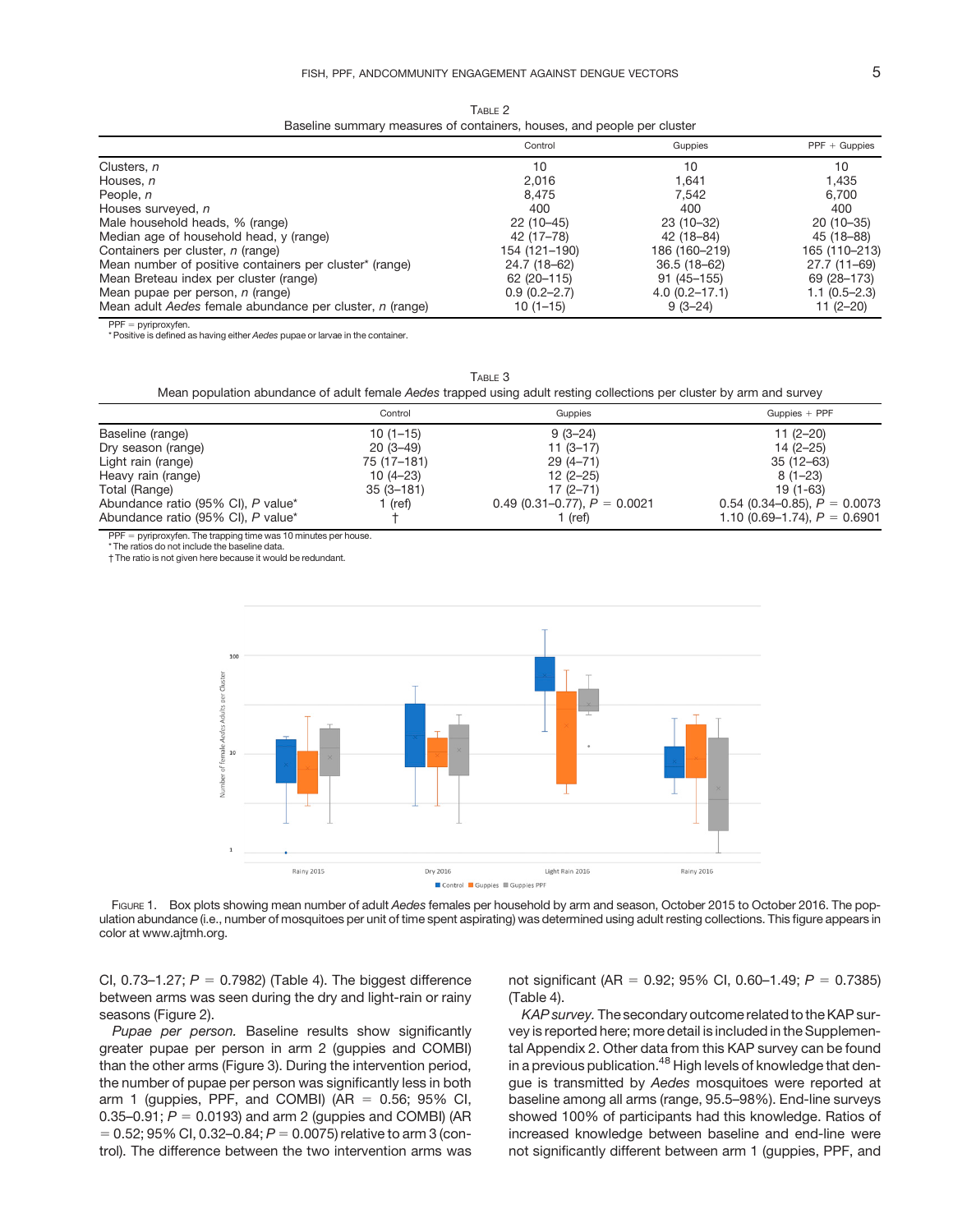Table 2

Baseline summary measures of containers, houses, and people per cluster

| | Control | Guppies | PPF + Guppies |
|---|---|---|---|
| Clusters, *n* | 10 | 10 | 10 |
| Houses, *n* | 2,016 | 1,641 | 1,435 |
| People, *n* | 8,475 | 7,542 | 6,700 |
| Houses surveyed, *n* | 400 | 400 | 400 |
| Male household heads, % (range) | 22 (10–45) | 23 (10–32) | 20 (10–35) |
| Median age of household head, y (range) | 42 (17–78) | 42 (18–84) | 45 (18–88) |
| Containers per cluster, *n* (range) | 154 (121–190) | 186 (160–219) | 165 (110–213) |
| Mean number of positive containers per cluster* (range) | 24.7 (18–62) | 36.5 (18–62) | 27.7 (11–69) |
| Mean Breteau index per cluster (range) | 62 (20–115) | 91 (45–155) | 69 (28–173) |
| Mean pupae per person, *n* (range) | 0.9 (0.2–2.7) | 4.0 (0.2–17.1) | 1.1 (0.5–2.3) |
| Mean adult *Aedes* female abundance per cluster, *n* (range) | 10 (1–15) | 9 (3–24) | 11 (2–20) |

PPF = pyriproxyfen.
* Positive is defined as having either *Aedes* pupae or larvae in the container.

Table 3

Mean population abundance of adult female *Aedes* trapped using adult resting collections per cluster by arm and survey

| | Control | Guppies | Guppies + PPF |
|---|---|---|---|
| Baseline (range) | 10 (1–15) | 9 (3–24) | 11 (2–20) |
| Dry season (range) | 20 (3–49) | 11 (3–17) | 14 (2–25) |
| Light rain (range) | 75 (17–181) | 29 (4–71) | 35 (12–63) |
| Heavy rain (range) | 10 (4–23) | 12 (2–25) | 8 (1–23) |
| Total (Range) | 35 (3–181) | 17 (2–71) | 19 (1-63) |
| Abundance ratio (95% CI), *P* value* | 1 (ref) | 0.49 (0.31–0.77), $P$ = 0.0021 | 0.54 (0.34–0.85), $P$ = 0.0073 |
| Abundance ratio (95% CI), *P* value* | † | 1 (ref) | 1.10 (0.69–1.74), $P$ = 0.6901 |

PPF = pyriproxyfen. The trapping time was 10 minutes per house.
* The ratios do not include the baseline data.
† The ratio is not given here because it would be redundant.

Figure 1. Box plots showing mean number of adult *Aedes* females per household by arm and season, October 2015 to October 2016. The population abundance (i.e., number of mosquitoes per unit of time spent aspirating) was determined using adult resting collections. This figure appears in color at www.ajtmh.org.

CI, 0.73–1.27; $P$ = 0.7982) (Table 4). The biggest difference between arms was seen during the dry and light-rain or rainy seasons (Figure 2).

*Pupae per person.* Baseline results show significantly greater pupae per person in arm 2 (guppies and COMBI) than the other arms (Figure 3). During the intervention period, the number of pupae per person was significantly less in both arm 1 (guppies, PPF, and COMBI) (AR = 0.56; 95% CI, 0.35–0.91; $P$ = 0.0193) and arm 2 (guppies and COMBI) (AR = 0.52; 95% CI, 0.32–0.84; $P$ = 0.0075) relative to arm 3 (control). The difference between the two intervention arms was not significant (AR = 0.92; 95% CI, 0.60–1.49; $P$ = 0.7385) (Table 4).

*KAP survey.* The secondary outcome related to the KAP survey is reported here; more detail is included in the Supplemental Appendix 2. Other data from this KAP survey can be found in a previous publication.[48] High levels of knowledge that dengue is transmitted by *Aedes* mosquitoes were reported at baseline among all arms (range, 95.5–98%). End-line surveys showed 100% of participants had this knowledge. Ratios of increased knowledge between baseline and end-line were not significantly different between arm 1 (guppies, PPF, and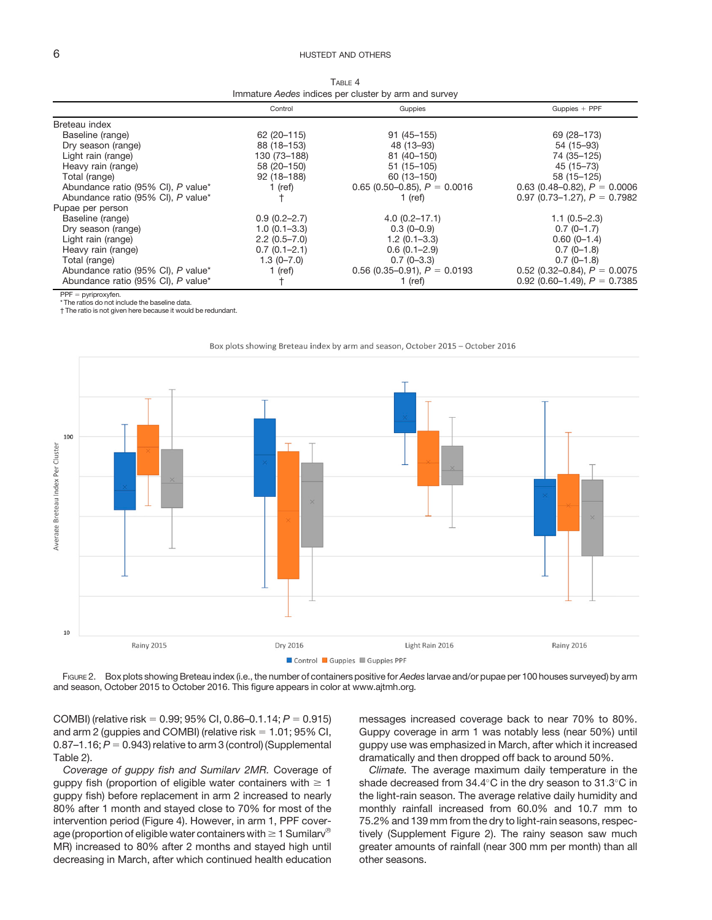Table 4

Immature *Aedes* indices per cluster by arm and survey

| | Control | Guppies | Guppies + PPF |
|---|---|---|---|
| Breteau index | | | |
| Baseline (range) | 62 (20–115) | 91 (45–155) | 69 (28–173) |
| Dry season (range) | 88 (18–153) | 48 (13–93) | 54 (15–93) |
| Light rain (range) | 130 (73–188) | 81 (40–150) | 74 (35–125) |
| Heavy rain (range) | 58 (20–150) | 51 (15–105) | 45 (15–73) |
| Total (range) | 92 (18–188) | 60 (13–150) | 58 (15–125) |
| Abundance ratio (95% CI), *P* value* | 1 (ref) | 0.65 (0.50–0.85), *P* = 0.0016 | 0.63 (0.48–0.82), *P* = 0.0006 |
| Abundance ratio (95% CI), *P* value* | † | 1 (ref) | 0.97 (0.73–1.27), *P* = 0.7982 |
| Pupae per person | | | |
| Baseline (range) | 0.9 (0.2–2.7) | 4.0 (0.2–17.1) | 1.1 (0.5–2.3) |
| Dry season (range) | 1.0 (0.1–3.3) | 0.3 (0–0.9) | 0.7 (0–1.7) |
| Light rain (range) | 2.2 (0.5–7.0) | 1.2 (0.1–3.3) | 0.60 (0–1.4) |
| Heavy rain (range) | 0.7 (0.1–2.1) | 0.6 (0.1–2.9) | 0.7 (0–1.8) |
| Total (range) | 1.3 (0–7.0) | 0.7 (0–3.3) | 0.7 (0–1.8) |
| Abundance ratio (95% CI), *P* value* | 1 (ref) | 0.56 (0.35–0.91), *P* = 0.0193 | 0.52 (0.32–0.84), *P* = 0.0075 |
| Abundance ratio (95% CI), *P* value* | † | 1 (ref) | 0.92 (0.60–1.49), *P* = 0.7385 |

PPF = pyriproxyfen.
* The ratios do not include the baseline data.
† The ratio is not given here because it would be redundant.

Figure 2. Box plots showing Breteau index (i.e., the number of containers positive for *Aedes* larvae and/or pupae per 100 houses surveyed) by arm and season, October 2015 to October 2016. This figure appears in color at www.ajtmh.org.

COMBI) (relative risk = 0.99; 95% CI, 0.86–0.1.14; *P* = 0.915) and arm 2 (guppies and COMBI) (relative risk = 1.01; 95% CI, 0.87–1.16; *P* = 0.943) relative to arm 3 (control) (Supplemental Table 2).

*Coverage of guppy fish and Sumilarv 2MR.* Coverage of guppy fish (proportion of eligible water containers with ≥ 1 guppy fish) before replacement in arm 2 increased to nearly 80% after 1 month and stayed close to 70% for most of the intervention period (Figure 4). However, in arm 1, PPF coverage (proportion of eligible water containers with ≥ 1 Sumilarv® MR) increased to 80% after 2 months and stayed high until decreasing in March, after which continued health education messages increased coverage back to near 70% to 80%. Guppy coverage in arm 1 was notably less (near 50%) until guppy use was emphasized in March, after which it increased dramatically and then dropped off back to around 50%.

*Climate.* The average maximum daily temperature in the shade decreased from 34.4°C in the dry season to 31.3°C in the light-rain season. The average relative daily humidity and monthly rainfall increased from 60.0% and 10.7 mm to 75.2% and 139 mm from the dry to light-rain seasons, respectively (Supplement Figure 2). The rainy season saw much greater amounts of rainfall (near 300 mm per month) than all other seasons.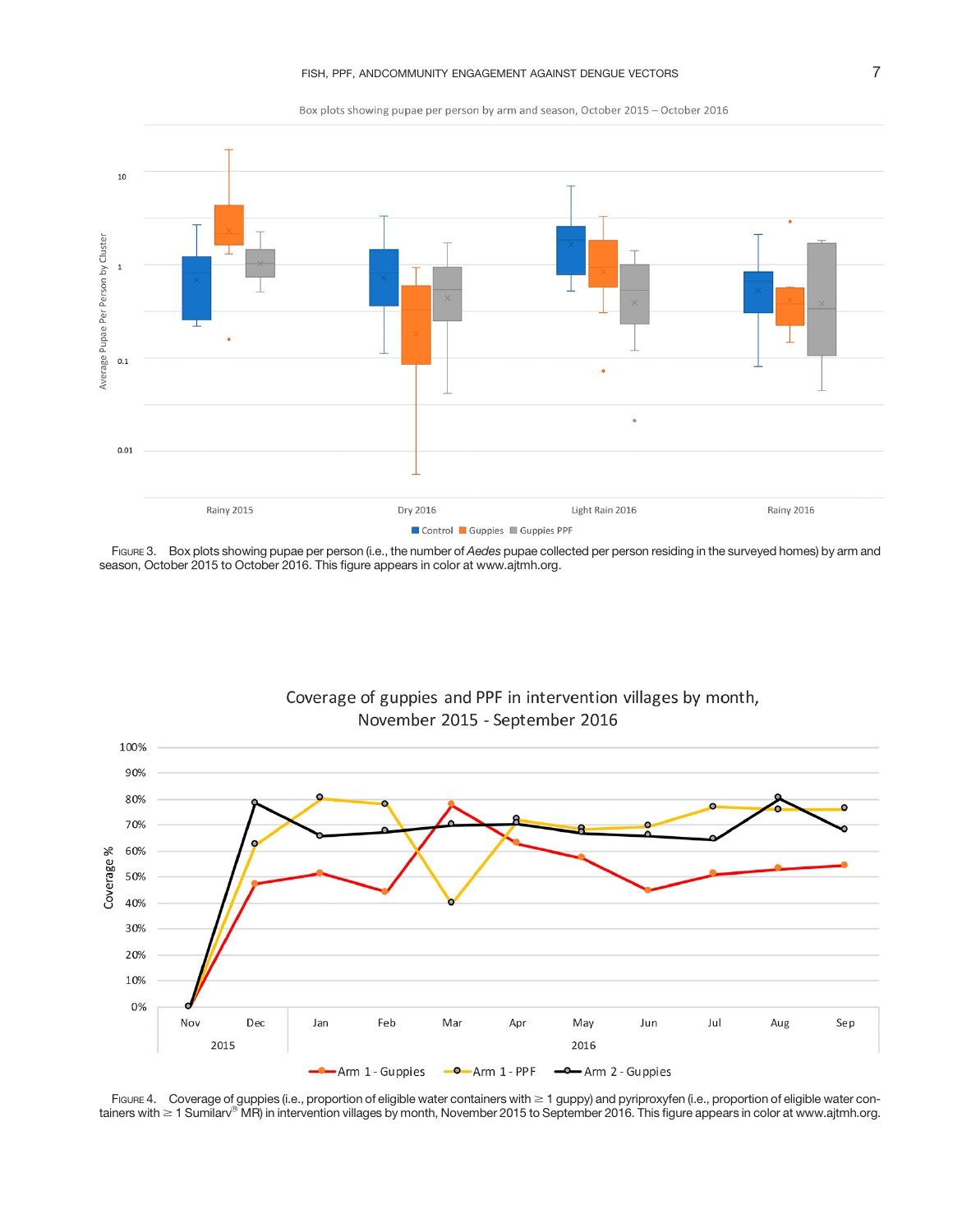Figure 3. Box plots showing pupae per person (i.e., the number of *Aedes* pupae collected per person residing in the surveyed homes) by arm and season, October 2015 to October 2016. This figure appears in color at www.ajtmh.org.

Figure 4. Coverage of guppies (i.e., proportion of eligible water containers with ≥ 1 guppy) and pyriproxyfen (i.e., proportion of eligible water containers with ≥ 1 Sumilarv® MR) in intervention villages by month, November 2015 to September 2016. This figure appears in color at www.ajtmh.org.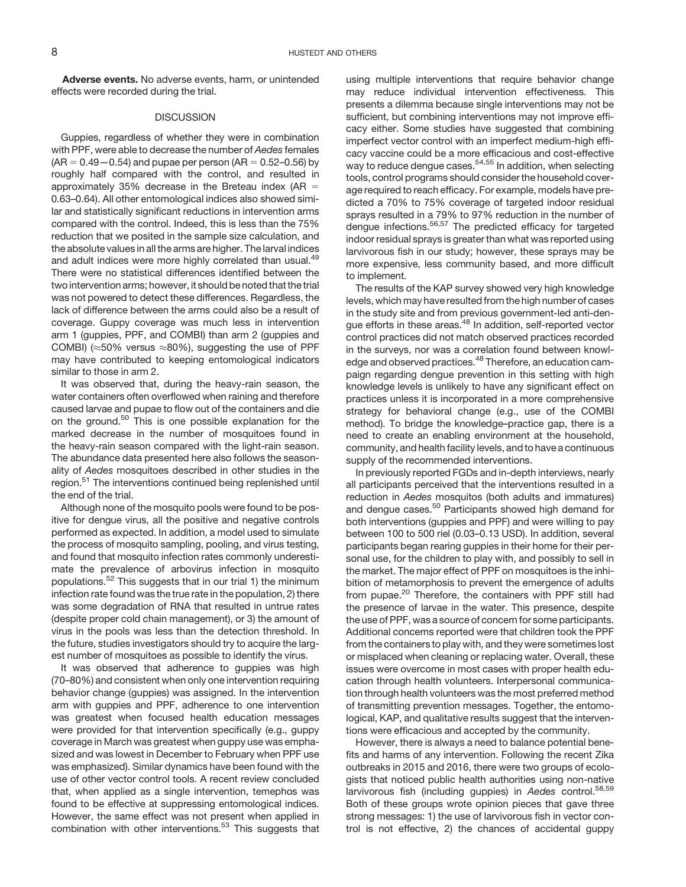**Adverse events.** No adverse events, harm, or unintended effects were recorded during the trial.

## DISCUSSION

Guppies, regardless of whether they were in combination with PPF, were able to decrease the number of *Aedes* females (AR = 0.49−0.54) and pupae per person (AR = 0.52–0.56) by roughly half compared with the control, and resulted in approximately 35% decrease in the Breteau index (AR = 0.63–0.64). All other entomological indices also showed similar and statistically significant reductions in intervention arms compared with the control. Indeed, this is less than the 75% reduction that we posited in the sample size calculation, and the absolute values in all the arms are higher. The larval indices and adult indices were more highly correlated than usual.[49] There were no statistical differences identified between the two intervention arms; however, it should be noted that the trial was not powered to detect these differences. Regardless, the lack of difference between the arms could also be a result of coverage. Guppy coverage was much less in intervention arm 1 (guppies, PPF, and COMBI) than arm 2 (guppies and COMBI) (≈50% versus ≈80%), suggesting the use of PPF may have contributed to keeping entomological indicators similar to those in arm 2.

It was observed that, during the heavy-rain season, the water containers often overflowed when raining and therefore caused larvae and pupae to flow out of the containers and die on the ground.[50] This is one possible explanation for the marked decrease in the number of mosquitoes found in the heavy-rain season compared with the light-rain season. The abundance data presented here also follows the seasonality of *Aedes* mosquitoes described in other studies in the region.[51] The interventions continued being replenished until the end of the trial.

Although none of the mosquito pools were found to be positive for dengue virus, all the positive and negative controls performed as expected. In addition, a model used to simulate the process of mosquito sampling, pooling, and virus testing, and found that mosquito infection rates commonly underestimate the prevalence of arbovirus infection in mosquito populations.[52] This suggests that in our trial 1) the minimum infection rate found was the true rate in the population, 2) there was some degradation of RNA that resulted in untrue rates (despite proper cold chain management), or 3) the amount of virus in the pools was less than the detection threshold. In the future, studies investigators should try to acquire the largest number of mosquitoes as possible to identify the virus.

It was observed that adherence to guppies was high (70–80%) and consistent when only one intervention requiring behavior change (guppies) was assigned. In the intervention arm with guppies and PPF, adherence to one intervention was greatest when focused health education messages were provided for that intervention specifically (e.g., guppy coverage in March was greatest when guppy use was emphasized and was lowest in December to February when PPF use was emphasized). Similar dynamics have been found with the use of other vector control tools. A recent review concluded that, when applied as a single intervention, temephos was found to be effective at suppressing entomological indices. However, the same effect was not present when applied in combination with other interventions.[53] This suggests that using multiple interventions that require behavior change may reduce individual intervention effectiveness. This presents a dilemma because single interventions may not be sufficient, but combining interventions may not improve efficacy either. Some studies have suggested that combining imperfect vector control with an imperfect medium-high efficacy vaccine could be a more efficacious and cost-effective way to reduce dengue cases.[54,55] In addition, when selecting tools, control programs should consider the household coverage required to reach efficacy. For example, models have predicted a 70% to 75% coverage of targeted indoor residual sprays resulted in a 79% to 97% reduction in the number of dengue infections.[56,57] The predicted efficacy for targeted indoor residual sprays is greater than what was reported using larvivorous fish in our study; however, these sprays may be more expensive, less community based, and more difficult to implement.

The results of the KAP survey showed very high knowledge levels, which may have resulted from the high number of cases in the study site and from previous government-led anti-dengue efforts in these areas.[48] In addition, self-reported vector control practices did not match observed practices recorded in the surveys, nor was a correlation found between knowledge and observed practices.[48] Therefore, an education campaign regarding dengue prevention in this setting with high knowledge levels is unlikely to have any significant effect on practices unless it is incorporated in a more comprehensive strategy for behavioral change (e.g., use of the COMBI method). To bridge the knowledge–practice gap, there is a need to create an enabling environment at the household, community, and health facility levels, and to have a continuous supply of the recommended interventions.

In previously reported FGDs and in-depth interviews, nearly all participants perceived that the interventions resulted in a reduction in *Aedes* mosquitos (both adults and immatures) and dengue cases.[50] Participants showed high demand for both interventions (guppies and PPF) and were willing to pay between 100 to 500 riel (0.03–0.13 USD). In addition, several participants began rearing guppies in their home for their personal use, for the children to play with, and possibly to sell in the market. The major effect of PPF on mosquitoes is the inhibition of metamorphosis to prevent the emergence of adults from pupae.[20] Therefore, the containers with PPF still had the presence of larvae in the water. This presence, despite the use of PPF, was a source of concern for some participants. Additional concerns reported were that children took the PPF from the containers to play with, and they were sometimes lost or misplaced when cleaning or replacing water. Overall, these issues were overcome in most cases with proper health education through health volunteers. Interpersonal communication through health volunteers was the most preferred method of transmitting prevention messages. Together, the entomological, KAP, and qualitative results suggest that the interventions were efficacious and accepted by the community.

However, there is always a need to balance potential benefits and harms of any intervention. Following the recent Zika outbreaks in 2015 and 2016, there were two groups of ecologists that noticed public health authorities using non-native larvivorous fish (including guppies) in *Aedes* control.[58,59] Both of these groups wrote opinion pieces that gave three strong messages: 1) the use of larvivorous fish in vector control is not effective, 2) the chances of accidental guppy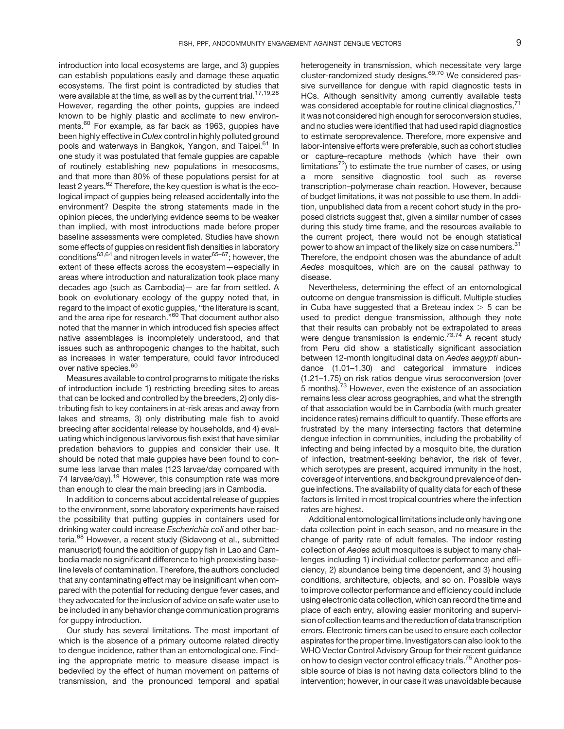introduction into local ecosystems are large, and 3) guppies can establish populations easily and damage these aquatic ecosystems. The first point is contradicted by studies that were available at the time, as well as by the current trial.[17,19,28] However, regarding the other points, guppies are indeed known to be highly plastic and acclimate to new environments.[60] For example, as far back as 1963, guppies have been highly effective in *Culex* control in highly polluted ground pools and waterways in Bangkok, Yangon, and Taipei.[61] In one study it was postulated that female guppies are capable of routinely establishing new populations in mesocosms, and that more than 80% of these populations persist for at least 2 years.[62] Therefore, the key question is what is the ecological impact of guppies being released accidentally into the environment? Despite the strong statements made in the opinion pieces, the underlying evidence seems to be weaker than implied, with most introductions made before proper baseline assessments were completed. Studies have shown some effects of guppies on resident fish densities in laboratory conditions[63,64] and nitrogen levels in water[65–67]; however, the extent of these effects across the ecosystem—especially in areas where introduction and naturalization took place many decades ago (such as Cambodia)— are far from settled. A book on evolutionary ecology of the guppy noted that, in regard to the impact of exotic guppies, "the literature is scant, and the area ripe for research."[60] That document author also noted that the manner in which introduced fish species affect native assemblages is incompletely understood, and that issues such as anthropogenic changes to the habitat, such as increases in water temperature, could favor introduced over native species.[60]

Measures available to control programs to mitigate the risks of introduction include 1) restricting breeding sites to areas that can be locked and controlled by the breeders, 2) only distributing fish to key containers in at-risk areas and away from lakes and streams, 3) only distributing male fish to avoid breeding after accidental release by households, and 4) evaluating which indigenous larvivorous fish exist that have similar predation behaviors to guppies and consider their use. It should be noted that male guppies have been found to consume less larvae than males (123 larvae/day compared with 74 larvae/day).[19] However, this consumption rate was more than enough to clear the main breeding jars in Cambodia.

In addition to concerns about accidental release of guppies to the environment, some laboratory experiments have raised the possibility that putting guppies in containers used for drinking water could increase *Escherichia coli* and other bacteria.[68] However, a recent study (Sidavong et al., submitted manuscript) found the addition of guppy fish in Lao and Cambodia made no significant difference to high preexisting baseline levels of contamination. Therefore, the authors concluded that any contaminating effect may be insignificant when compared with the potential for reducing dengue fever cases, and they advocated for the inclusion of advice on safe water use to be included in any behavior change communication programs for guppy introduction.

Our study has several limitations. The most important of which is the absence of a primary outcome related directly to dengue incidence, rather than an entomological one. Finding the appropriate metric to measure disease impact is bedeviled by the effect of human movement on patterns of transmission, and the pronounced temporal and spatial heterogeneity in transmission, which necessitate very large cluster-randomized study designs.[69,70] We considered passive surveillance for dengue with rapid diagnostic tests in HCs. Although sensitivity among currently available tests was considered acceptable for routine clinical diagnostics,[71] it was not considered high enough for seroconversion studies, and no studies were identified that had used rapid diagnostics to estimate seroprevalence. Therefore, more expensive and labor-intensive efforts were preferable, such as cohort studies or capture–recapture methods (which have their own limitations[72]) to estimate the true number of cases, or using a more sensitive diagnostic tool such as reverse transcription–polymerase chain reaction. However, because of budget limitations, it was not possible to use them. In addition, unpublished data from a recent cohort study in the proposed districts suggest that, given a similar number of cases during this study time frame, and the resources available to the current project, there would not be enough statistical power to show an impact of the likely size on case numbers.[31] Therefore, the endpoint chosen was the abundance of adult *Aedes* mosquitoes, which are on the causal pathway to disease.

Nevertheless, determining the effect of an entomological outcome on dengue transmission is difficult. Multiple studies in Cuba have suggested that a Breteau index $> 5$ can be used to predict dengue transmission, although they note that their results can probably not be extrapolated to areas were dengue transmission is endemic.[73,74] A recent study from Peru did show a statistically significant association between 12-month longitudinal data on *Aedes aegypti* abundance (1.01–1.30) and categorical immature indices (1.21–1.75) on risk ratios dengue virus seroconversion (over 5 months).[73] However, even the existence of an association remains less clear across geographies, and what the strength of that association would be in Cambodia (with much greater incidence rates) remains difficult to quantify. These efforts are frustrated by the many intersecting factors that determine dengue infection in communities, including the probability of infecting and being infected by a mosquito bite, the duration of infection, treatment-seeking behavior, the risk of fever, which serotypes are present, acquired immunity in the host, coverage of interventions, and background prevalence of dengue infections. The availability of quality data for each of these factors is limited in most tropical countries where the infection rates are highest.

Additional entomological limitations include only having one data collection point in each season, and no measure in the change of parity rate of adult females. The indoor resting collection of *Aedes* adult mosquitoes is subject to many challenges including 1) individual collector performance and efficiency, 2) abundance being time dependent, and 3) housing conditions, architecture, objects, and so on. Possible ways to improve collector performance and efficiency could include using electronic data collection, which can record the time and place of each entry, allowing easier monitoring and supervision of collection teams and the reduction of data transcription errors. Electronic timers can be used to ensure each collector aspirates for the proper time. Investigators can also look to the WHO Vector Control Advisory Group for their recent guidance on how to design vector control efficacy trials.[75] Another possible source of bias is not having data collectors blind to the intervention; however, in our case it was unavoidable because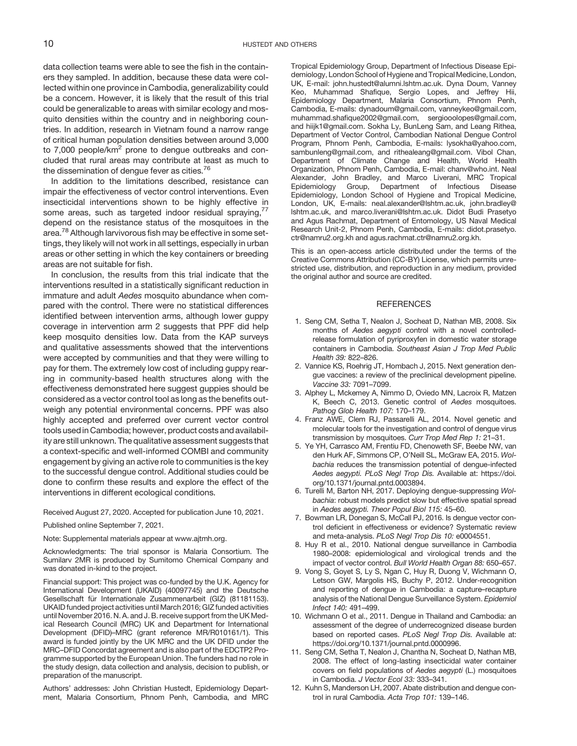data collection teams were able to see the fish in the containers they sampled. In addition, because these data were collected within one province in Cambodia, generalizability could be a concern. However, it is likely that the result of this trial could be generalizable to areas with similar ecology and mosquito densities within the country and in neighboring countries. In addition, research in Vietnam found a narrow range of critical human population densities between around 3,000 to 7,000 people/km$^2$ prone to dengue outbreaks and concluded that rural areas may contribute at least as much to the dissemination of dengue fever as cities.[76]

In addition to the limitations described, resistance can impair the effectiveness of vector control interventions. Even insecticidal interventions shown to be highly effective in some areas, such as targeted indoor residual spraying,[77] depend on the resistance status of the mosquitoes in the area.[78] Although larvivorous fish may be effective in some settings, they likely will not work in all settings, especially in urban areas or other setting in which the key containers or breeding areas are not suitable for fish.

In conclusion, the results from this trial indicate that the interventions resulted in a statistically significant reduction in immature and adult *Aedes* mosquito abundance when compared with the control. There were no statistical differences identified between intervention arms, although lower guppy coverage in intervention arm 2 suggests that PPF did help keep mosquito densities low. Data from the KAP surveys and qualitative assessments showed that the interventions were accepted by communities and that they were willing to pay for them. The extremely low cost of including guppy rearing in community-based health structures along with the effectiveness demonstrated here suggest guppies should be considered as a vector control tool as long as the benefits outweigh any potential environmental concerns. PPF was also highly accepted and preferred over current vector control tools used in Cambodia; however, product costs and availability are still unknown. The qualitative assessment suggests that a context-specific and well-informed COMBI and community engagement by giving an active role to communities is the key to the successful dengue control. Additional studies could be done to confirm these results and explore the effect of the interventions in different ecological conditions.

Received August 27, 2020. Accepted for publication June 10, 2021.

Published online September 7, 2021.

Note: Supplemental materials appear at www.ajtmh.org.

Acknowledgments: The trial sponsor is Malaria Consortium. The Sumilarv 2MR is produced by Sumitomo Chemical Company and was donated in-kind to the project.

Financial support: This project was co-funded by the U.K. Agency for International Development (UKAID) (40097745) and the Deutsche Gesellschaft für Internationale Zusammenarbeit (GIZ) (81181153). UKAID funded project activities until March 2016; GIZ funded activities until November 2016. N. A. and J. B. receive support from the UK Medical Research Council (MRC) UK and Department for International Development (DFID)–MRC (grant reference MR/R010161/1). This award is funded jointly by the UK MRC and the UK DFID under the MRC–DFID Concordat agreement and is also part of the EDCTP2 Programme supported by the European Union. The funders had no role in the study design, data collection and analysis, decision to publish, or preparation of the manuscript.

Authors' addresses: John Christian Hustedt, Epidemiology Department, Malaria Consortium, Phnom Penh, Cambodia, and MRC Tropical Epidemiology Group, Department of Infectious Disease Epidemiology, London School of Hygiene and Tropical Medicine, London, UK, E-mail: john.hustedt@alumni.lshtm.ac.uk. Dyna Doum, Vanney Keo, Muhammad Shafique, Sergio Lopes, and Jeffrey Hii, Epidemiology Department, Malaria Consortium, Phnom Penh, Cambodia, E-mails: dynadoum@gmail.com, vanneykeo@gmail.com, muhammad.shafique2002@gmail.com, sergiooolopes@gmail.com, and hiijk1@gmail.com. Sokha Ly, BunLeng Sam, and Leang Rithea, Department of Vector Control, Cambodian National Dengue Control Program, Phnom Penh, Cambodia, E-mails: lysokha@yahoo.com, sambunleng@gmail.com, and rithealeang@gmail.com. Vibol Chan, Department of Climate Change and Health, World Health Organization, Phnom Penh, Cambodia, E-mail: chanv@who.int. Neal Alexander, John Bradley, and Marco Liverani, MRC Tropical Epidemiology Group, Department of Infectious Disease Epidemiology, London School of Hygiene and Tropical Medicine, London, UK, E-mails: neal.alexander@lshtm.ac.uk, john.bradley@lshtm.ac.uk, and marco.liverani@lshtm.ac.uk. Didot Budi Prasetyo and Agus Rachmat, Department of Entomology, US Naval Medical Research Unit-2, Phnom Penh, Cambodia, E-mails: didot.prasetyo.ctr@namru2.org.kh and agus.rachmat.ctr@namru2.org.kh.

This is an open-access article distributed under the terms of the Creative Commons Attribution (CC-BY) License, which permits unrestricted use, distribution, and reproduction in any medium, provided the original author and source are credited.

## REFERENCES

1. Seng CM, Setha T, Nealon J, Socheat D, Nathan MB, 2008. Six months of *Aedes aegypti* control with a novel controlled-release formulation of pyriproxyfen in domestic water storage containers in Cambodia. *Southeast Asian J Trop Med Public Health 39:* 822–826.
2. Vannice KS, Roehrig JT, Hombach J, 2015. Next generation dengue vaccines: a review of the preclinical development pipeline. *Vaccine 33:* 7091–7099.
3. Alphey L, Mckemey A, Nimmo D, Oviedo MN, Lacroix R, Matzen K, Beech C, 2013. Genetic control of *Aedes* mosquitoes. *Pathog Glob Health 107:* 170–179.
4. Franz AWE, Clem RJ, Passarelli AL, 2014. Novel genetic and molecular tools for the investigation and control of dengue virus transmission by mosquitoes. *Curr Trop Med Rep 1:* 21–31.
5. Ye YH, Carrasco AM, Frentiu FD, Chenoweth SF, Beebe NW, van den Hurk AF, Simmons CP, O'Neill SL, McGraw EA, 2015. *Wolbachia* reduces the transmission potential of dengue-infected *Aedes aegypti. PLoS Negl Trop Dis.* Available at: https://doi.org/10.1371/journal.pntd.0003894.
6. Turelli M, Barton NH, 2017. Deploying dengue-suppressing *Wolbachia*: robust models predict slow but effective spatial spread in *Aedes aegypti. Theor Popul Biol 115:* 45–60.
7. Bowman LR, Donegan S, McCall PJ, 2016. Is dengue vector control deficient in effectiveness or evidence? Systematic review and meta-analysis. *PLoS Negl Trop Dis 10:* e0004551.
8. Huy R et al., 2010. National dengue surveillance in Cambodia 1980–2008: epidemiological and virological trends and the impact of vector control. *Bull World Health Organ 88:* 650–657.
9. Vong S, Goyet S, Ly S, Ngan C, Huy R, Duong V, Wichmann O, Letson GW, Margolis HS, Buchy P, 2012. Under-recognition and reporting of dengue in Cambodia: a capture–recapture analysis of the National Dengue Surveillance System. *Epidemiol Infect 140:* 491–499.
10. Wichmann O et al., 2011. Dengue in Thailand and Cambodia: an assessment of the degree of underrecognized disease burden based on reported cases. *PLoS Negl Trop Dis.* Available at: https://doi.org/10.1371/journal.pntd.0000996.
11. Seng CM, Setha T, Nealon J, Chantha N, Socheat D, Nathan MB, 2008. The effect of long-lasting insecticidal water container covers on field populations of *Aedes aegypti* (L.) mosquitoes in Cambodia. *J Vector Ecol 33:* 333–341.
12. Kuhn S, Manderson LH, 2007. Abate distribution and dengue control in rural Cambodia. *Acta Trop 101:* 139–146.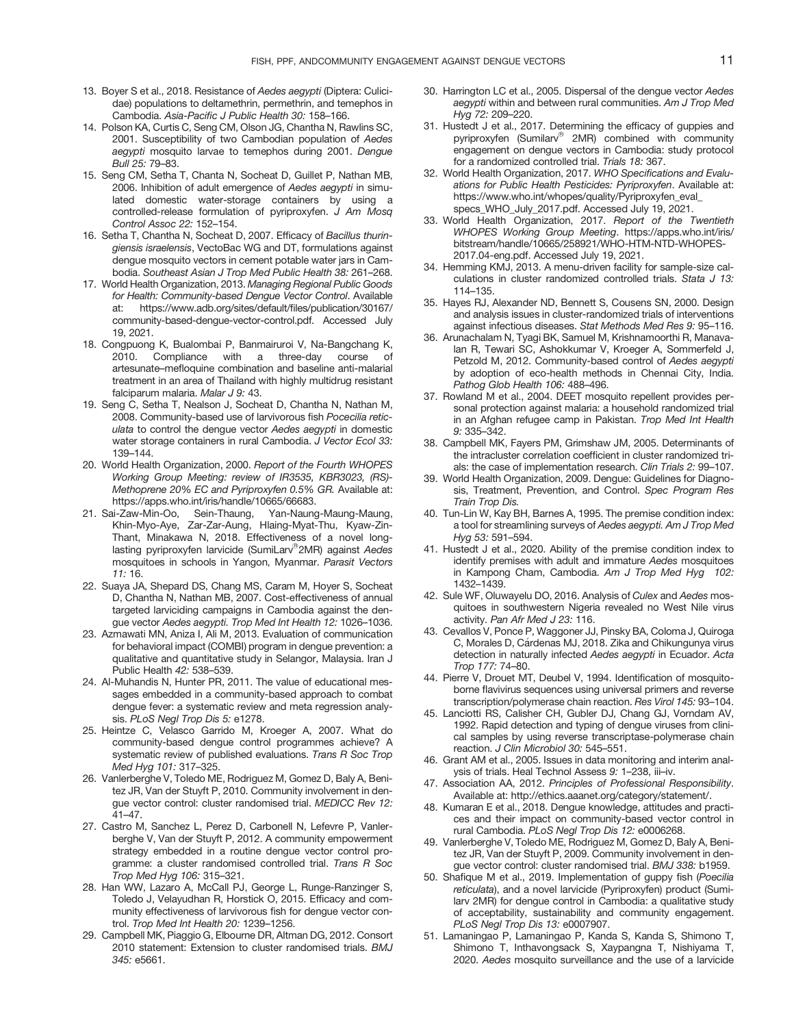13. Boyer S et al., 2018. Resistance of *Aedes aegypti* (Diptera: Culicidae) populations to deltamethrin, permethrin, and temephos in Cambodia. *Asia-Pacific J Public Health 30:* 158–166.
14. Polson KA, Curtis C, Seng CM, Olson JG, Chantha N, Rawlins SC, 2001. Susceptibility of two Cambodian population of *Aedes aegypti* mosquito larvae to temephos during 2001. *Dengue Bull 25:* 79–83.
15. Seng CM, Setha T, Chanta N, Socheat D, Guillet P, Nathan MB, 2006. Inhibition of adult emergence of *Aedes aegypti* in simulated domestic water-storage containers by using a controlled-release formulation of pyriproxyfen. *J Am Mosq Control Assoc 22:* 152–154.
16. Setha T, Chantha N, Socheat D, 2007. Efficacy of *Bacillus thuringiensis israelensis*, VectoBac WG and DT, formulations against dengue mosquito vectors in cement potable water jars in Cambodia. *Southeast Asian J Trop Med Public Health 38:* 261–268.
17. World Health Organization, 2013. *Managing Regional Public Goods for Health: Community-based Dengue Vector Control*. Available at: https://www.adb.org/sites/default/files/publication/30167/community-based-dengue-vector-control.pdf. Accessed July 19, 2021.
18. Congpuong K, Bualombai P, Banmairuroi V, Na-Bangchang K, 2010. Compliance with a three-day course of artesunate–mefloquine combination and baseline anti-malarial treatment in an area of Thailand with highly multidrug resistant falciparum malaria. *Malar J 9:* 43.
19. Seng C, Setha T, Nealson J, Socheat D, Chantha N, Nathan M, 2008. Community-based use of larvivorous fish *Pocecilia reticulata* to control the dengue vector *Aedes aegypti* in domestic water storage containers in rural Cambodia. *J Vector Ecol 33:* 139–144.
20. World Health Organization, 2000. *Report of the Fourth WHOPES Working Group Meeting: review of IR3535, KBR3023, (RS)-Methoprene 20% EC and Pyriproxyfen 0.5% GR.* Available at: https://apps.who.int/iris/handle/10665/66683.
21. Sai-Zaw-Min-Oo, Sein-Thaung, Yan-Naung-Maung-Maung, Khin-Myo-Aye, Zar-Zar-Aung, Hlaing-Myat-Thu, Kyaw-Zin-Thant, Minakawa N, 2018. Effectiveness of a novel long-lasting pyriproxyfen larvicide (SumiLarv®2MR) against *Aedes* mosquitoes in schools in Yangon, Myanmar. *Parasit Vectors 11:* 16.
22. Suaya JA, Shepard DS, Chang MS, Caram M, Hoyer S, Socheat D, Chantha N, Nathan MB, 2007. Cost-effectiveness of annual targeted larviciding campaigns in Cambodia against the dengue vector *Aedes aegypti*. *Trop Med Int Health 12:* 1026–1036.
23. Azmawati MN, Aniza I, Ali M, 2013. Evaluation of communication for behavioral impact (COMBI) program in dengue prevention: a qualitative and quantitative study in Selangor, Malaysia. Iran J Public Health *42:* 538–539.
24. Al-Muhandis N, Hunter PR, 2011. The value of educational messages embedded in a community-based approach to combat dengue fever: a systematic review and meta regression analysis. *PLoS Negl Trop Dis 5:* e1278.
25. Heintze C, Velasco Garrido M, Kroeger A, 2007. What do community-based dengue control programmes achieve? A systematic review of published evaluations. *Trans R Soc Trop Med Hyg 101:* 317–325.
26. Vanlerberghe V, Toledo ME, Rodriguez M, Gomez D, Baly A, Benitez JR, Van der Stuyft P, 2010. Community involvement in dengue vector control: cluster randomised trial. *MEDICC Rev 12:* 41–47.
27. Castro M, Sanchez L, Perez D, Carbonell N, Lefevre P, Vanlerberghe V, Van der Stuyft P, 2012. A community empowerment strategy embedded in a routine dengue vector control programme: a cluster randomised controlled trial. *Trans R Soc Trop Med Hyg 106:* 315–321.
28. Han WW, Lazaro A, McCall PJ, George L, Runge-Ranzinger S, Toledo J, Velayudhan R, Horstick O, 2015. Efficacy and community effectiveness of larvivorous fish for dengue vector control. *Trop Med Int Health 20:* 1239–1256.
29. Campbell MK, Piaggio G, Elbourne DR, Altman DG, 2012. Consort 2010 statement: Extension to cluster randomised trials. *BMJ 345:* e5661.
30. Harrington LC et al., 2005. Dispersal of the dengue vector *Aedes aegypti* within and between rural communities. *Am J Trop Med Hyg 72:* 209–220.
31. Hustedt J et al., 2017. Determining the efficacy of guppies and pyriproxyfen (Sumilarv® 2MR) combined with community engagement on dengue vectors in Cambodia: study protocol for a randomized controlled trial. *Trials 18:* 367.
32. World Health Organization, 2017. *WHO Specifications and Evaluations for Public Health Pesticides: Pyriproxyfen*. Available at: https://www.who.int/whopes/quality/Pyriproxyfen_eval_specs_WHO_July_2017.pdf. Accessed July 19, 2021.
33. World Health Organization, 2017. *Report of the Twentieth WHOPES Working Group Meeting*. https://apps.who.int/iris/bitstream/handle/10665/258921/WHO-HTM-NTD-WHOPES-2017.04-eng.pdf. Accessed July 19, 2021.
34. Hemming KMJ, 2013. A menu-driven facility for sample-size calculations in cluster randomized controlled trials. *Stata J 13:* 114–135.
35. Hayes RJ, Alexander ND, Bennett S, Cousens SN, 2000. Design and analysis issues in cluster-randomized trials of interventions against infectious diseases. *Stat Methods Med Res 9:* 95–116.
36. Arunachalam N, Tyagi BK, Samuel M, Krishnamoorthi R, Manavalan R, Tewari SC, Ashokkumar V, Kroeger A, Sommerfeld J, Petzold M, 2012. Community-based control of *Aedes aegypti* by adoption of eco-health methods in Chennai City, India. *Pathog Glob Health 106:* 488–496.
37. Rowland M et al., 2004. DEET mosquito repellent provides personal protection against malaria: a household randomized trial in an Afghan refugee camp in Pakistan. *Trop Med Int Health 9:* 335–342.
38. Campbell MK, Fayers PM, Grimshaw JM, 2005. Determinants of the intracluster correlation coefficient in cluster randomized trials: the case of implementation research. *Clin Trials 2:* 99–107.
39. World Health Organization, 2009. Dengue: Guidelines for Diagnosis, Treatment, Prevention, and Control. *Spec Program Res Train Trop Dis.*
40. Tun-Lin W, Kay BH, Barnes A, 1995. The premise condition index: a tool for streamlining surveys of *Aedes aegypti*. *Am J Trop Med Hyg 53:* 591–594.
41. Hustedt J et al., 2020. Ability of the premise condition index to identify premises with adult and immature *Aedes* mosquitoes in Kampong Cham, Cambodia. *Am J Trop Med Hyg 102:* 1432–1439.
42. Sule WF, Oluwayelu DO, 2016. Analysis of *Culex* and *Aedes* mosquitoes in southwestern Nigeria revealed no West Nile virus activity. *Pan Afr Med J 23:* 116.
43. Cevallos V, Ponce P, Waggoner JJ, Pinsky BA, Coloma J, Quiroga C, Morales D, Cárdenas MJ, 2018. Zika and Chikungunya virus detection in naturally infected *Aedes aegypti* in Ecuador. *Acta Trop 177:* 74–80.
44. Pierre V, Drouet MT, Deubel V, 1994. Identification of mosquito-borne flavivirus sequences using universal primers and reverse transcription/polymerase chain reaction. *Res Virol 145:* 93–104.
45. Lanciotti RS, Calisher CH, Gubler DJ, Chang GJ, Vorndam AV, 1992. Rapid detection and typing of dengue viruses from clinical samples by using reverse transcriptase-polymerase chain reaction. *J Clin Microbiol 30:* 545–551.
46. Grant AM et al., 2005. Issues in data monitoring and interim analysis of trials. Heal Technol Assess *9:* 1–238, iii–iv.
47. Association AA, 2012. *Principles of Professional Responsibility*. Available at: http://ethics.aaanet.org/category/statement/.
48. Kumaran E et al., 2018. Dengue knowledge, attitudes and practices and their impact on community-based vector control in rural Cambodia. *PLoS Negl Trop Dis 12:* e0006268.
49. Vanlerberghe V, Toledo ME, Rodriguez M, Gomez D, Baly A, Benitez JR, Van der Stuyft P, 2009. Community involvement in dengue vector control: cluster randomised trial. *BMJ 338:* b1959.
50. Shafique M et al., 2019. Implementation of guppy fish (*Poecilia reticulata*), and a novel larvicide (Pyriproxyfen) product (Sumilarv 2MR) for dengue control in Cambodia: a qualitative study of acceptability, sustainability and community engagement. *PLoS Negl Trop Dis 13:* e0007907.
51. Lamaningao P, Lamaningao P, Kanda S, Kanda S, Shimono T, Shimono T, Inthavongsack S, Xaypangna T, Nishiyama T, 2020. *Aedes* mosquito surveillance and the use of a larvicide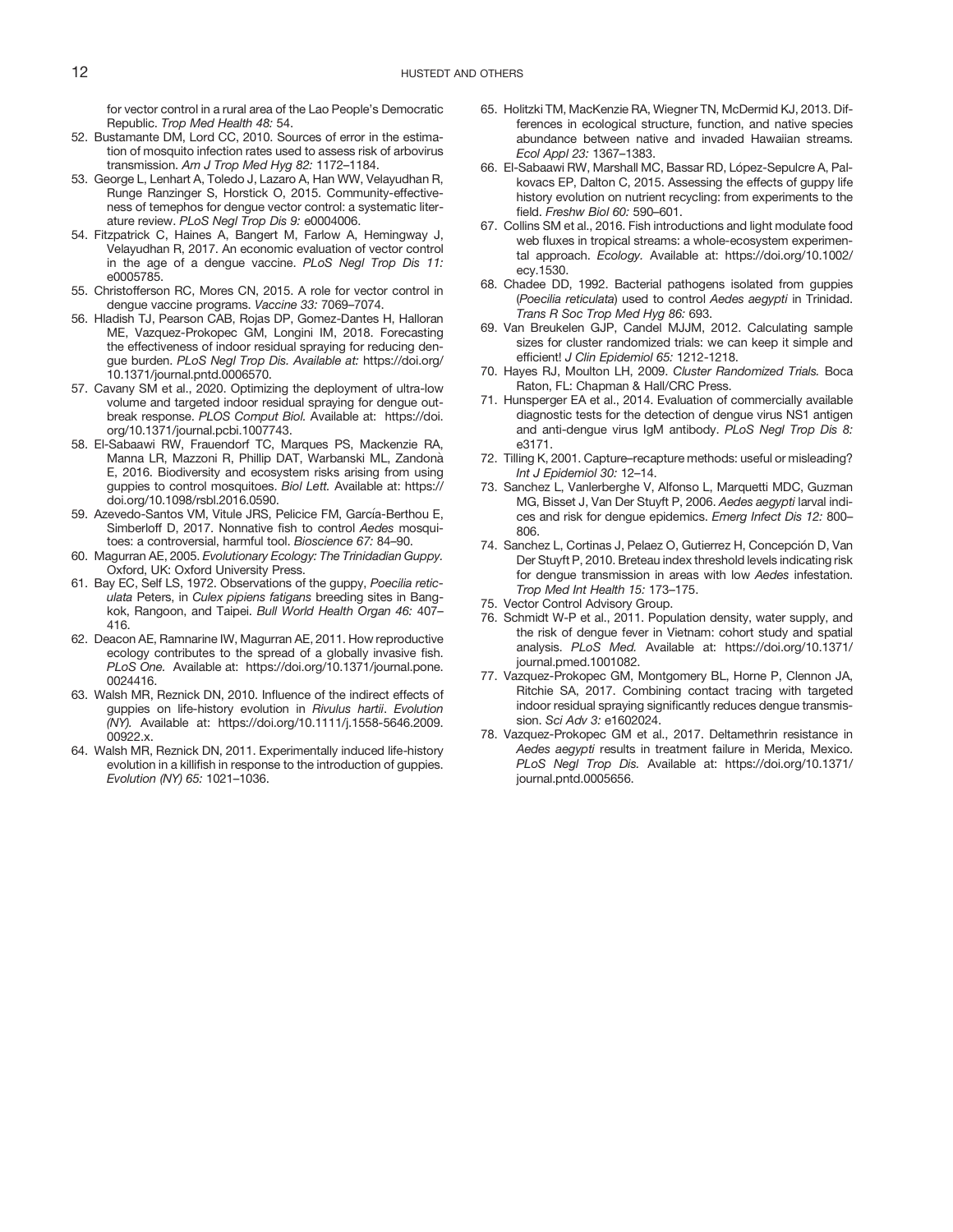for vector control in a rural area of the Lao People's Democratic Republic. *Trop Med Health 48:* 54.

52. Bustamante DM, Lord CC, 2010. Sources of error in the estimation of mosquito infection rates used to assess risk of arbovirus transmission. *Am J Trop Med Hyg 82:* 1172–1184.
53. George L, Lenhart A, Toledo J, Lazaro A, Han WW, Velayudhan R, Runge Ranzinger S, Horstick O, 2015. Community-effectiveness of temephos for dengue vector control: a systematic literature review. *PLoS Negl Trop Dis 9:* e0004006.
54. Fitzpatrick C, Haines A, Bangert M, Farlow A, Hemingway J, Velayudhan R, 2017. An economic evaluation of vector control in the age of a dengue vaccine. *PLoS Negl Trop Dis 11:* e0005785.
55. Christofferson RC, Mores CN, 2015. A role for vector control in dengue vaccine programs. *Vaccine 33:* 7069–7074.
56. Hladish TJ, Pearson CAB, Rojas DP, Gomez-Dantes H, Halloran ME, Vazquez-Prokopec GM, Longini IM, 2018. Forecasting the effectiveness of indoor residual spraying for reducing dengue burden. *PLoS Negl Trop Dis. Available at:* https://doi.org/10.1371/journal.pntd.0006570.
57. Cavany SM et al., 2020. Optimizing the deployment of ultra-low volume and targeted indoor residual spraying for dengue outbreak response. *PLOS Comput Biol.* Available at: https://doi.org/10.1371/journal.pcbi.1007743.
58. El-Sabaawi RW, Frauendorf TC, Marques PS, Mackenzie RA, Manna LR, Mazzoni R, Phillip DAT, Warbanski ML, Zandonà E, 2016. Biodiversity and ecosystem risks arising from using guppies to control mosquitoes. *Biol Lett.* Available at: https://doi.org/10.1098/rsbl.2016.0590.
59. Azevedo-Santos VM, Vitule JRS, Pelicice FM, García-Berthou E, Simberloff D, 2017. Nonnative fish to control *Aedes* mosquitoes: a controversial, harmful tool. *Bioscience 67:* 84–90.
60. Magurran AE, 2005. *Evolutionary Ecology: The Trinidadian Guppy.* Oxford, UK: Oxford University Press.
61. Bay EC, Self LS, 1972. Observations of the guppy, *Poecilia reticulata* Peters, in *Culex pipiens fatigans* breeding sites in Bangkok, Rangoon, and Taipei. *Bull World Health Organ 46:* 407–416.
62. Deacon AE, Ramnarine IW, Magurran AE, 2011. How reproductive ecology contributes to the spread of a globally invasive fish. *PLoS One.* Available at: https://doi.org/10.1371/journal.pone.0024416.
63. Walsh MR, Reznick DN, 2010. Influence of the indirect effects of guppies on life-history evolution in *Rivulus hartii*. *Evolution (NY).* Available at: https://doi.org/10.1111/j.1558-5646.2009.00922.x.
64. Walsh MR, Reznick DN, 2011. Experimentally induced life-history evolution in a killifish in response to the introduction of guppies. *Evolution (NY) 65:* 1021–1036.
65. Holitzki TM, MacKenzie RA, Wiegner TN, McDermid KJ, 2013. Differences in ecological structure, function, and native species abundance between native and invaded Hawaiian streams. *Ecol Appl 23:* 1367–1383.
66. El-Sabaawi RW, Marshall MC, Bassar RD, López-Sepulcre A, Palkovacs EP, Dalton C, 2015. Assessing the effects of guppy life history evolution on nutrient recycling: from experiments to the field. *Freshw Biol 60:* 590–601.
67. Collins SM et al., 2016. Fish introductions and light modulate food web fluxes in tropical streams: a whole-ecosystem experimental approach. *Ecology.* Available at: https://doi.org/10.1002/ecy.1530.
68. Chadee DD, 1992. Bacterial pathogens isolated from guppies (*Poecilia reticulata*) used to control *Aedes aegypti* in Trinidad. *Trans R Soc Trop Med Hyg 86:* 693.
69. Van Breukelen GJP, Candel MJJM, 2012. Calculating sample sizes for cluster randomized trials: we can keep it simple and efficient! *J Clin Epidemiol 65:* 1212-1218.
70. Hayes RJ, Moulton LH, 2009. *Cluster Randomized Trials.* Boca Raton, FL: Chapman & Hall/CRC Press.
71. Hunsperger EA et al., 2014. Evaluation of commercially available diagnostic tests for the detection of dengue virus NS1 antigen and anti-dengue virus IgM antibody. *PLoS Negl Trop Dis 8:* e3171.
72. Tilling K, 2001. Capture–recapture methods: useful or misleading? *Int J Epidemiol 30:* 12–14.
73. Sanchez L, Vanlerberghe V, Alfonso L, Marquetti MDC, Guzman MG, Bisset J, Van Der Stuyft P, 2006. *Aedes aegypti* larval indices and risk for dengue epidemics. *Emerg Infect Dis 12:* 800–806.
74. Sanchez L, Cortinas J, Pelaez O, Gutierrez H, Concepción D, Van Der Stuyft P, 2010. Breteau index threshold levels indicating risk for dengue transmission in areas with low *Aedes* infestation. *Trop Med Int Health 15:* 173–175.
75. Vector Control Advisory Group.
76. Schmidt W-P et al., 2011. Population density, water supply, and the risk of dengue fever in Vietnam: cohort study and spatial analysis. *PLoS Med.* Available at: https://doi.org/10.1371/journal.pmed.1001082.
77. Vazquez-Prokopec GM, Montgomery BL, Horne P, Clennon JA, Ritchie SA, 2017. Combining contact tracing with targeted indoor residual spraying significantly reduces dengue transmission. *Sci Adv 3:* e1602024.
78. Vazquez-Prokopec GM et al., 2017. Deltamethrin resistance in *Aedes aegypti* results in treatment failure in Merida, Mexico. *PLoS Negl Trop Dis.* Available at: https://doi.org/10.1371/journal.pntd.0005656.